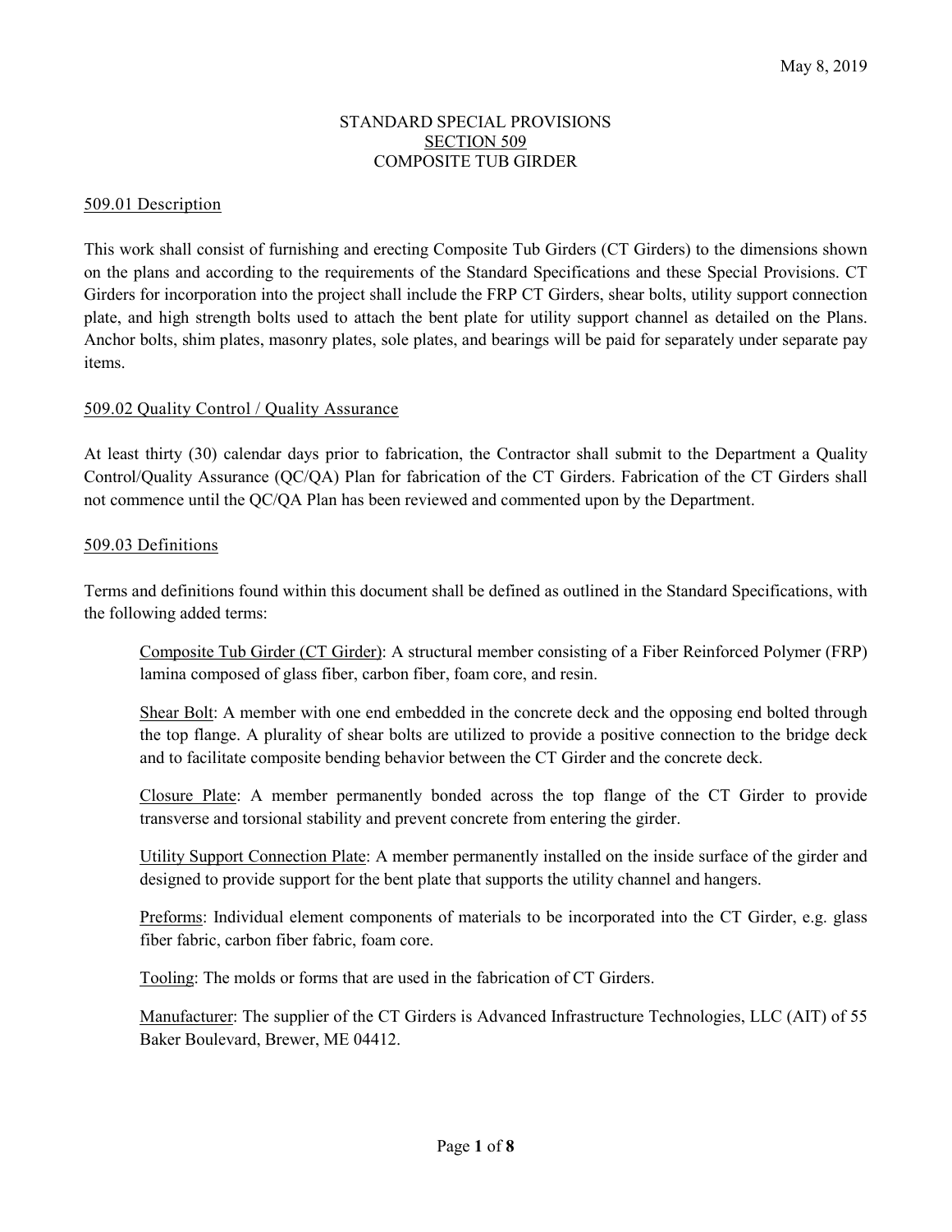May 8, 2019

# STANDARD SPECIAL PROVISIONS
## SECTION 509
## COMPOSITE TUB GIRDER

### 509.01 Description

This work shall consist of furnishing and erecting Composite Tub Girders (CT Girders) to the dimensions shown on the plans and according to the requirements of the Standard Specifications and these Special Provisions. CT Girders for incorporation into the project shall include the FRP CT Girders, shear bolts, utility support connection plate, and high strength bolts used to attach the bent plate for utility support channel as detailed on the Plans. Anchor bolts, shim plates, masonry plates, sole plates, and bearings will be paid for separately under separate pay items.

### 509.02 Quality Control / Quality Assurance

At least thirty (30) calendar days prior to fabrication, the Contractor shall submit to the Department a Quality Control/Quality Assurance (QC/QA) Plan for fabrication of the CT Girders. Fabrication of the CT Girders shall not commence until the QC/QA Plan has been reviewed and commented upon by the Department.

### 509.03 Definitions

Terms and definitions found within this document shall be defined as outlined in the Standard Specifications, with the following added terms:

Composite Tub Girder (CT Girder): A structural member consisting of a Fiber Reinforced Polymer (FRP) lamina composed of glass fiber, carbon fiber, foam core, and resin.

Shear Bolt: A member with one end embedded in the concrete deck and the opposing end bolted through the top flange. A plurality of shear bolts are utilized to provide a positive connection to the bridge deck and to facilitate composite bending behavior between the CT Girder and the concrete deck.

Closure Plate: A member permanently bonded across the top flange of the CT Girder to provide transverse and torsional stability and prevent concrete from entering the girder.

Utility Support Connection Plate: A member permanently installed on the inside surface of the girder and designed to provide support for the bent plate that supports the utility channel and hangers.

Preforms: Individual element components of materials to be incorporated into the CT Girder, e.g. glass fiber fabric, carbon fiber fabric, foam core.

Tooling: The molds or forms that are used in the fabrication of CT Girders.

Manufacturer: The supplier of the CT Girders is Advanced Infrastructure Technologies, LLC (AIT) of 55 Baker Boulevard, Brewer, ME 04412.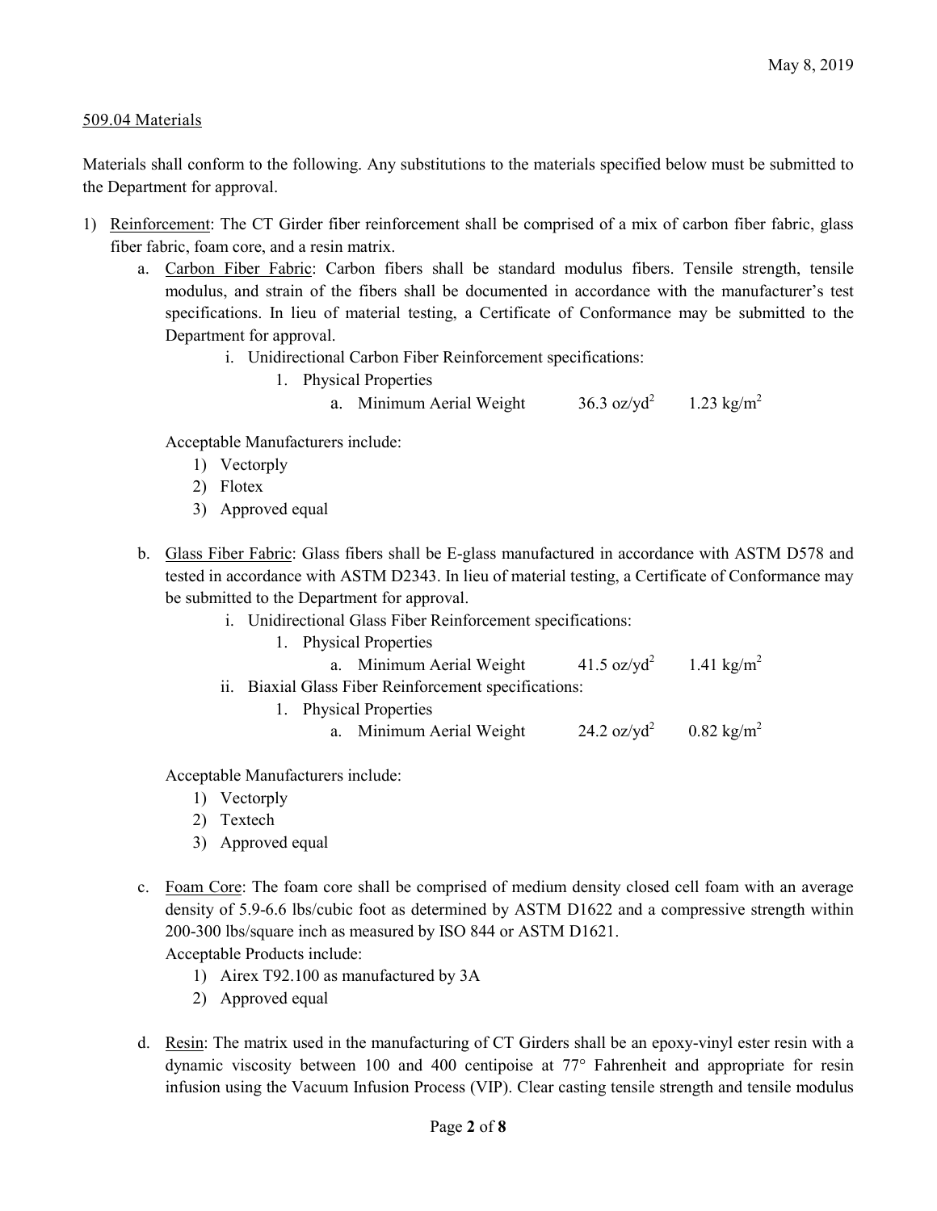May 8, 2019

509.04 Materials

Materials shall conform to the following. Any substitutions to the materials specified below must be submitted to the Department for approval.

1) Reinforcement: The CT Girder fiber reinforcement shall be comprised of a mix of carbon fiber fabric, glass fiber fabric, foam core, and a resin matrix.
   a. Carbon Fiber Fabric: Carbon fibers shall be standard modulus fibers. Tensile strength, tensile modulus, and strain of the fibers shall be documented in accordance with the manufacturer's test specifications. In lieu of material testing, a Certificate of Conformance may be submitted to the Department for approval.
      i. Unidirectional Carbon Fiber Reinforcement specifications:
         1. Physical Properties
            a. Minimum Aerial Weight 36.3 oz/yd$^2$ 1.23 kg/m$^2$

      Acceptable Manufacturers include:
      1) Vectorply
      2) Flotex
      3) Approved equal

   b. Glass Fiber Fabric: Glass fibers shall be E-glass manufactured in accordance with ASTM D578 and tested in accordance with ASTM D2343. In lieu of material testing, a Certificate of Conformance may be submitted to the Department for approval.
      i. Unidirectional Glass Fiber Reinforcement specifications:
         1. Physical Properties
            a. Minimum Aerial Weight 41.5 oz/yd$^2$ 1.41 kg/m$^2$
      ii. Biaxial Glass Fiber Reinforcement specifications:
         1. Physical Properties
            a. Minimum Aerial Weight 24.2 oz/yd$^2$ 0.82 kg/m$^2$

      Acceptable Manufacturers include:
      1) Vectorply
      2) Textech
      3) Approved equal

   c. Foam Core: The foam core shall be comprised of medium density closed cell foam with an average density of 5.9-6.6 lbs/cubic foot as determined by ASTM D1622 and a compressive strength within 200-300 lbs/square inch as measured by ISO 844 or ASTM D1621.
      Acceptable Products include:
      1) Airex T92.100 as manufactured by 3A
      2) Approved equal

   d. Resin: The matrix used in the manufacturing of CT Girders shall be an epoxy-vinyl ester resin with a dynamic viscosity between 100 and 400 centipoise at 77° Fahrenheit and appropriate for resin infusion using the Vacuum Infusion Process (VIP). Clear casting tensile strength and tensile modulus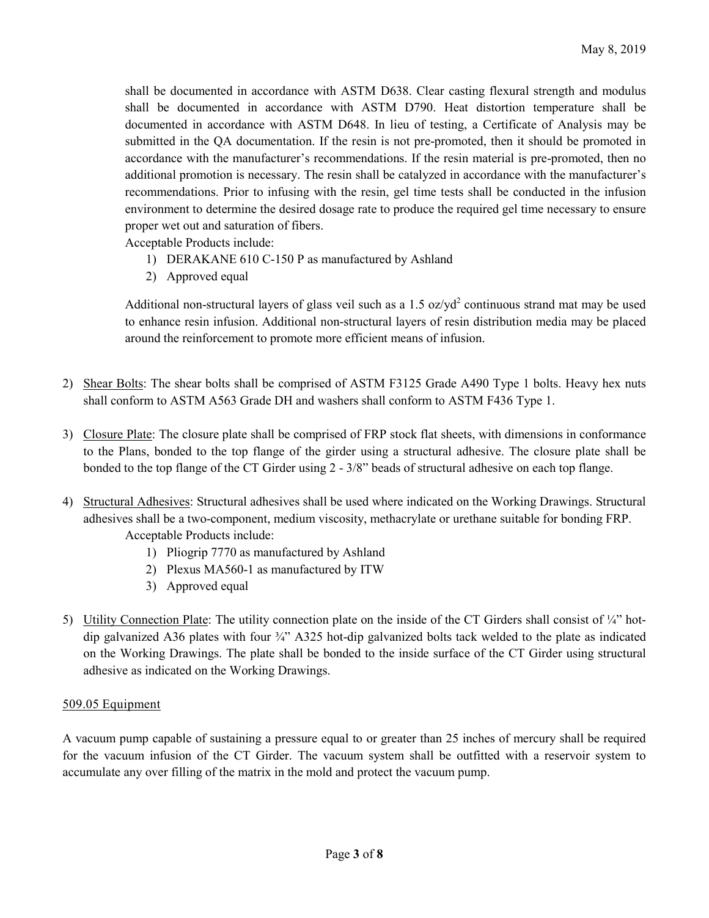shall be documented in accordance with ASTM D638. Clear casting flexural strength and modulus shall be documented in accordance with ASTM D790. Heat distortion temperature shall be documented in accordance with ASTM D648. In lieu of testing, a Certificate of Analysis may be submitted in the QA documentation. If the resin is not pre-promoted, then it should be promoted in accordance with the manufacturer's recommendations. If the resin material is pre-promoted, then no additional promotion is necessary. The resin shall be catalyzed in accordance with the manufacturer's recommendations. Prior to infusing with the resin, gel time tests shall be conducted in the infusion environment to determine the desired dosage rate to produce the required gel time necessary to ensure proper wet out and saturation of fibers.

Acceptable Products include:

1) DERAKANE 610 C-150 P as manufactured by Ashland
2) Approved equal

Additional non-structural layers of glass veil such as a 1.5 oz/yd$^2$ continuous strand mat may be used to enhance resin infusion. Additional non-structural layers of resin distribution media may be placed around the reinforcement to promote more efficient means of infusion.

2) Shear Bolts: The shear bolts shall be comprised of ASTM F3125 Grade A490 Type 1 bolts. Heavy hex nuts shall conform to ASTM A563 Grade DH and washers shall conform to ASTM F436 Type 1.

3) Closure Plate: The closure plate shall be comprised of FRP stock flat sheets, with dimensions in conformance to the Plans, bonded to the top flange of the girder using a structural adhesive. The closure plate shall be bonded to the top flange of the CT Girder using 2 - 3/8" beads of structural adhesive on each top flange.

4) Structural Adhesives: Structural adhesives shall be used where indicated on the Working Drawings. Structural adhesives shall be a two-component, medium viscosity, methacrylate or urethane suitable for bonding FRP.

   Acceptable Products include:

   1) Pliogrip 7770 as manufactured by Ashland
   2) Plexus MA560-1 as manufactured by ITW
   3) Approved equal

5) Utility Connection Plate: The utility connection plate on the inside of the CT Girders shall consist of ¼" hot-dip galvanized A36 plates with four ¾" A325 hot-dip galvanized bolts tack welded to the plate as indicated on the Working Drawings. The plate shall be bonded to the inside surface of the CT Girder using structural adhesive as indicated on the Working Drawings.

## 509.05 Equipment

A vacuum pump capable of sustaining a pressure equal to or greater than 25 inches of mercury shall be required for the vacuum infusion of the CT Girder. The vacuum system shall be outfitted with a reservoir system to accumulate any over filling of the matrix in the mold and protect the vacuum pump.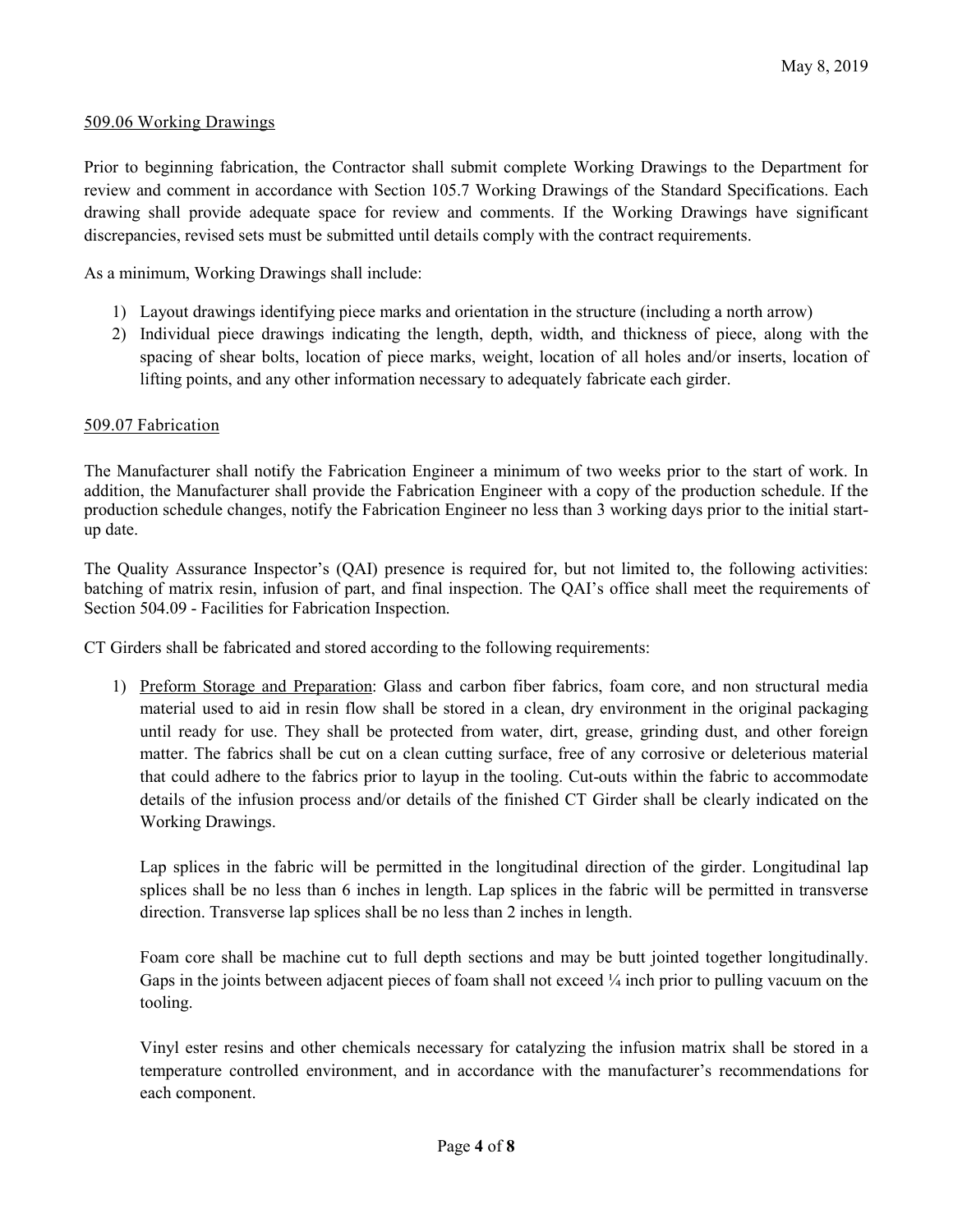May 8, 2019

## 509.06 Working Drawings

Prior to beginning fabrication, the Contractor shall submit complete Working Drawings to the Department for review and comment in accordance with Section 105.7 Working Drawings of the Standard Specifications. Each drawing shall provide adequate space for review and comments. If the Working Drawings have significant discrepancies, revised sets must be submitted until details comply with the contract requirements.

As a minimum, Working Drawings shall include:

1) Layout drawings identifying piece marks and orientation in the structure (including a north arrow)
2) Individual piece drawings indicating the length, depth, width, and thickness of piece, along with the spacing of shear bolts, location of piece marks, weight, location of all holes and/or inserts, location of lifting points, and any other information necessary to adequately fabricate each girder.

## 509.07 Fabrication

The Manufacturer shall notify the Fabrication Engineer a minimum of two weeks prior to the start of work. In addition, the Manufacturer shall provide the Fabrication Engineer with a copy of the production schedule. If the production schedule changes, notify the Fabrication Engineer no less than 3 working days prior to the initial start-up date.

The Quality Assurance Inspector's (QAI) presence is required for, but not limited to, the following activities: batching of matrix resin, infusion of part, and final inspection. The QAI's office shall meet the requirements of Section 504.09 - Facilities for Fabrication Inspection.

CT Girders shall be fabricated and stored according to the following requirements:

1) Preform Storage and Preparation: Glass and carbon fiber fabrics, foam core, and non structural media material used to aid in resin flow shall be stored in a clean, dry environment in the original packaging until ready for use. They shall be protected from water, dirt, grease, grinding dust, and other foreign matter. The fabrics shall be cut on a clean cutting surface, free of any corrosive or deleterious material that could adhere to the fabrics prior to layup in the tooling. Cut-outs within the fabric to accommodate details of the infusion process and/or details of the finished CT Girder shall be clearly indicated on the Working Drawings.

   Lap splices in the fabric will be permitted in the longitudinal direction of the girder. Longitudinal lap splices shall be no less than 6 inches in length. Lap splices in the fabric will be permitted in transverse direction. Transverse lap splices shall be no less than 2 inches in length.

   Foam core shall be machine cut to full depth sections and may be butt jointed together longitudinally. Gaps in the joints between adjacent pieces of foam shall not exceed ¼ inch prior to pulling vacuum on the tooling.

   Vinyl ester resins and other chemicals necessary for catalyzing the infusion matrix shall be stored in a temperature controlled environment, and in accordance with the manufacturer's recommendations for each component.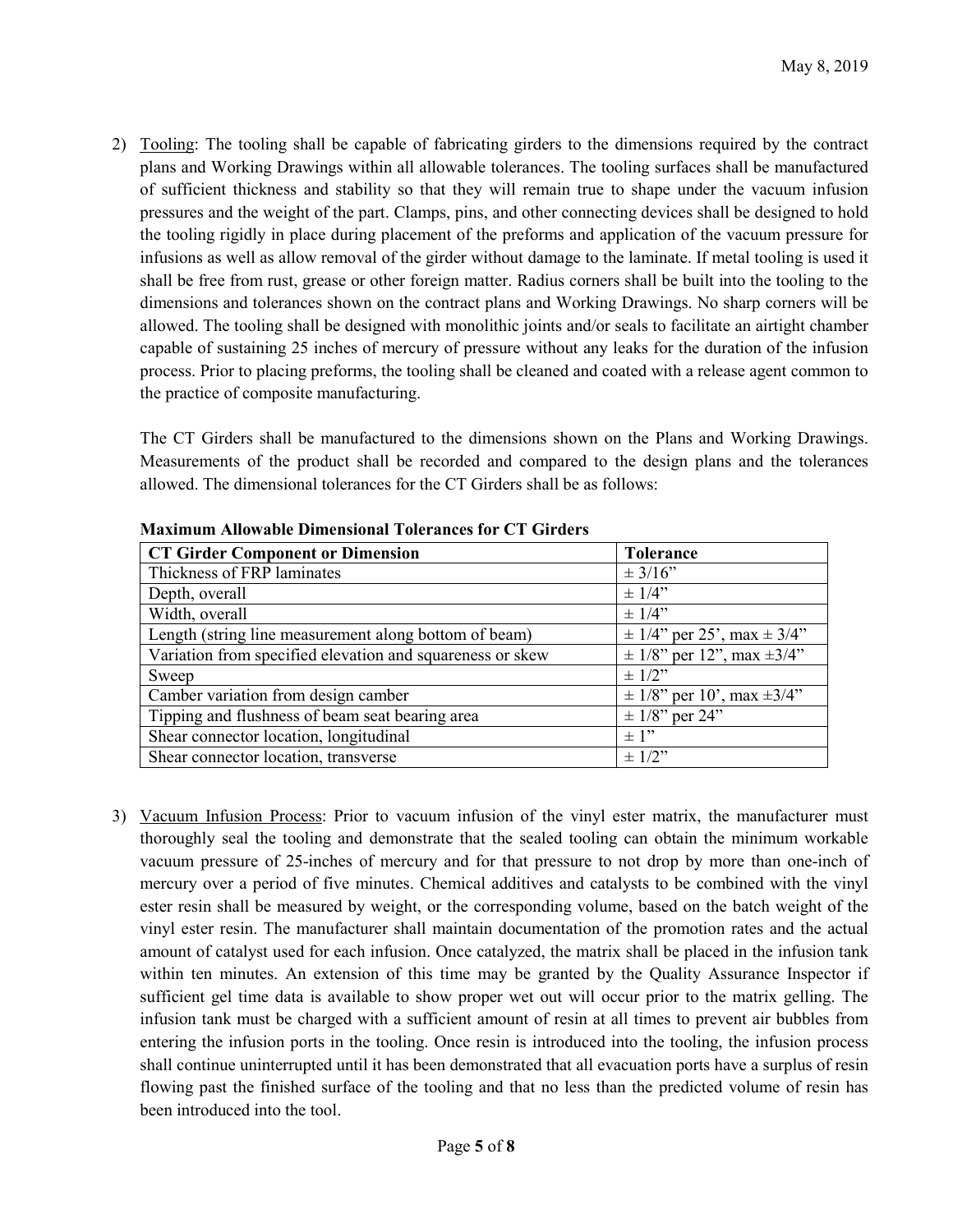2) Tooling: The tooling shall be capable of fabricating girders to the dimensions required by the contract plans and Working Drawings within all allowable tolerances. The tooling surfaces shall be manufactured of sufficient thickness and stability so that they will remain true to shape under the vacuum infusion pressures and the weight of the part. Clamps, pins, and other connecting devices shall be designed to hold the tooling rigidly in place during placement of the preforms and application of the vacuum pressure for infusions as well as allow removal of the girder without damage to the laminate. If metal tooling is used it shall be free from rust, grease or other foreign matter. Radius corners shall be built into the tooling to the dimensions and tolerances shown on the contract plans and Working Drawings. No sharp corners will be allowed. The tooling shall be designed with monolithic joints and/or seals to facilitate an airtight chamber capable of sustaining 25 inches of mercury of pressure without any leaks for the duration of the infusion process. Prior to placing preforms, the tooling shall be cleaned and coated with a release agent common to the practice of composite manufacturing.

   The CT Girders shall be manufactured to the dimensions shown on the Plans and Working Drawings. Measurements of the product shall be recorded and compared to the design plans and the tolerances allowed. The dimensional tolerances for the CT Girders shall be as follows:

   **Maximum Allowable Dimensional Tolerances for CT Girders**

| CT Girder Component or Dimension | Tolerance |
|---|---|
| Thickness of FRP laminates | ± 3/16" |
| Depth, overall | ± 1/4" |
| Width, overall | ± 1/4" |
| Length (string line measurement along bottom of beam) | ± 1/4" per 25', max ± 3/4" |
| Variation from specified elevation and squareness or skew | ± 1/8" per 12", max ±3/4" |
| Sweep | ± 1/2" |
| Camber variation from design camber | ± 1/8" per 10', max ±3/4" |
| Tipping and flushness of beam seat bearing area | ± 1/8" per 24" |
| Shear connector location, longitudinal | ± 1" |
| Shear connector location, transverse | ± 1/2" |

3) Vacuum Infusion Process: Prior to vacuum infusion of the vinyl ester matrix, the manufacturer must thoroughly seal the tooling and demonstrate that the sealed tooling can obtain the minimum workable vacuum pressure of 25-inches of mercury and for that pressure to not drop by more than one-inch of mercury over a period of five minutes. Chemical additives and catalysts to be combined with the vinyl ester resin shall be measured by weight, or the corresponding volume, based on the batch weight of the vinyl ester resin. The manufacturer shall maintain documentation of the promotion rates and the actual amount of catalyst used for each infusion. Once catalyzed, the matrix shall be placed in the infusion tank within ten minutes. An extension of this time may be granted by the Quality Assurance Inspector if sufficient gel time data is available to show proper wet out will occur prior to the matrix gelling. The infusion tank must be charged with a sufficient amount of resin at all times to prevent air bubbles from entering the infusion ports in the tooling. Once resin is introduced into the tooling, the infusion process shall continue uninterrupted until it has been demonstrated that all evacuation ports have a surplus of resin flowing past the finished surface of the tooling and that no less than the predicted volume of resin has been introduced into the tool.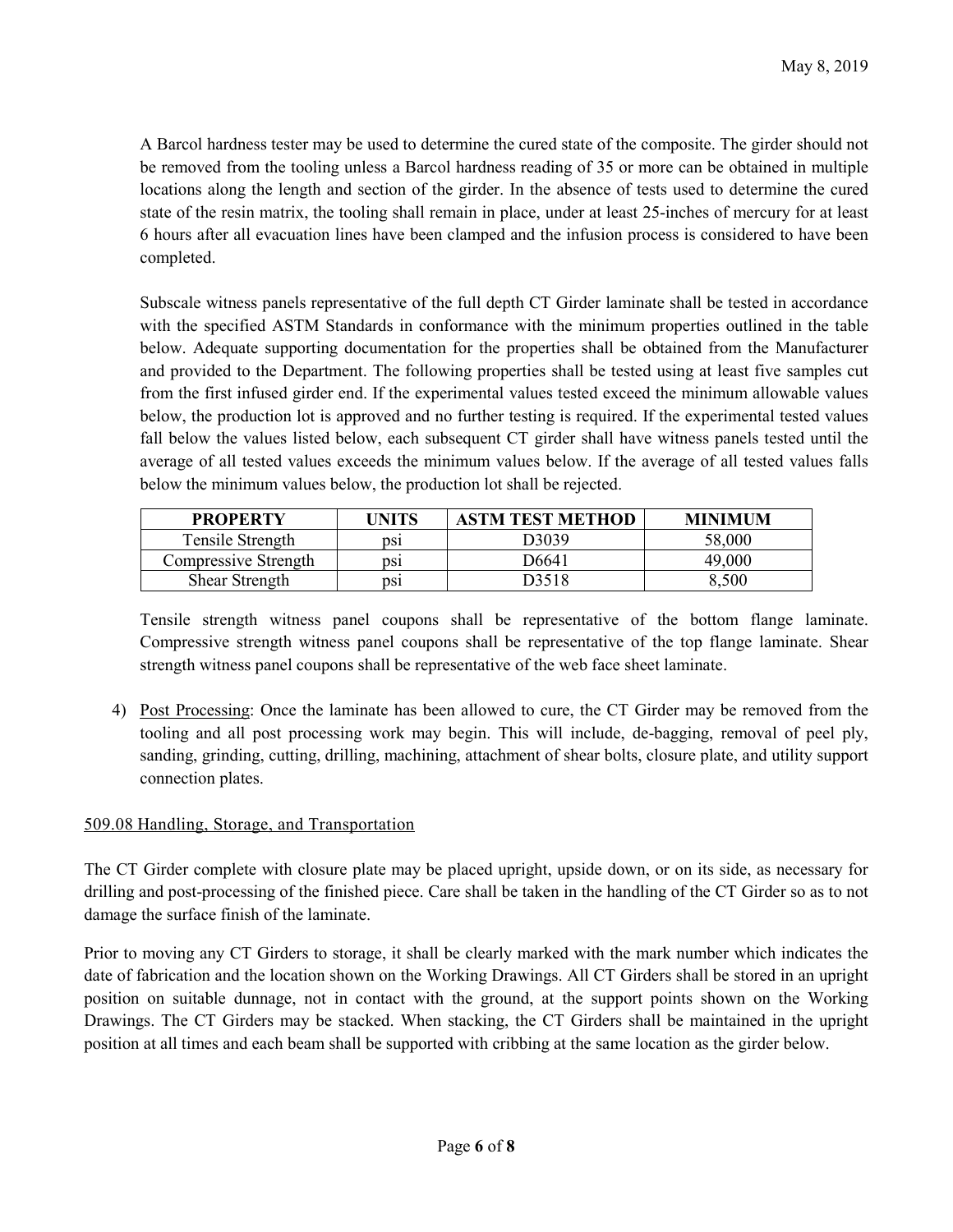A Barcol hardness tester may be used to determine the cured state of the composite. The girder should not be removed from the tooling unless a Barcol hardness reading of 35 or more can be obtained in multiple locations along the length and section of the girder. In the absence of tests used to determine the cured state of the resin matrix, the tooling shall remain in place, under at least 25-inches of mercury for at least 6 hours after all evacuation lines have been clamped and the infusion process is considered to have been completed.

Subscale witness panels representative of the full depth CT Girder laminate shall be tested in accordance with the specified ASTM Standards in conformance with the minimum properties outlined in the table below. Adequate supporting documentation for the properties shall be obtained from the Manufacturer and provided to the Department. The following properties shall be tested using at least five samples cut from the first infused girder end. If the experimental values tested exceed the minimum allowable values below, the production lot is approved and no further testing is required. If the experimental tested values fall below the values listed below, each subsequent CT girder shall have witness panels tested until the average of all tested values exceeds the minimum values below. If the average of all tested values falls below the minimum values below, the production lot shall be rejected.

| PROPERTY | UNITS | ASTM TEST METHOD | MINIMUM |
|---|---|---|---|
| Tensile Strength | psi | D3039 | 58,000 |
| Compressive Strength | psi | D6641 | 49,000 |
| Shear Strength | psi | D3518 | 8,500 |

Tensile strength witness panel coupons shall be representative of the bottom flange laminate. Compressive strength witness panel coupons shall be representative of the top flange laminate. Shear strength witness panel coupons shall be representative of the web face sheet laminate.

4) Post Processing: Once the laminate has been allowed to cure, the CT Girder may be removed from the tooling and all post processing work may begin. This will include, de-bagging, removal of peel ply, sanding, grinding, cutting, drilling, machining, attachment of shear bolts, closure plate, and utility support connection plates.

## 509.08 Handling, Storage, and Transportation

The CT Girder complete with closure plate may be placed upright, upside down, or on its side, as necessary for drilling and post-processing of the finished piece. Care shall be taken in the handling of the CT Girder so as to not damage the surface finish of the laminate.

Prior to moving any CT Girders to storage, it shall be clearly marked with the mark number which indicates the date of fabrication and the location shown on the Working Drawings. All CT Girders shall be stored in an upright position on suitable dunnage, not in contact with the ground, at the support points shown on the Working Drawings. The CT Girders may be stacked. When stacking, the CT Girders shall be maintained in the upright position at all times and each beam shall be supported with cribbing at the same location as the girder below.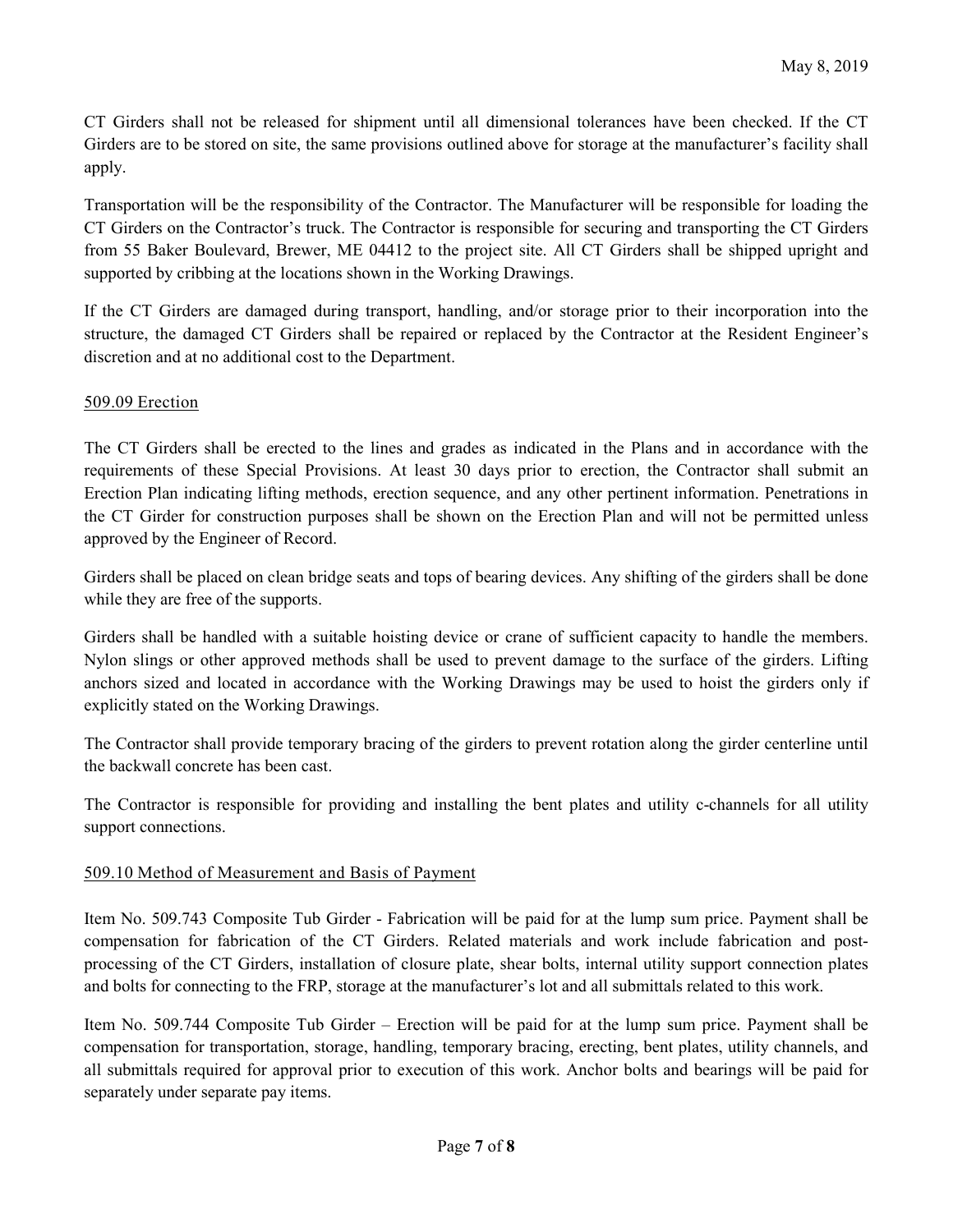CT Girders shall not be released for shipment until all dimensional tolerances have been checked. If the CT Girders are to be stored on site, the same provisions outlined above for storage at the manufacturer's facility shall apply.

Transportation will be the responsibility of the Contractor. The Manufacturer will be responsible for loading the CT Girders on the Contractor's truck. The Contractor is responsible for securing and transporting the CT Girders from 55 Baker Boulevard, Brewer, ME 04412 to the project site. All CT Girders shall be shipped upright and supported by cribbing at the locations shown in the Working Drawings.

If the CT Girders are damaged during transport, handling, and/or storage prior to their incorporation into the structure, the damaged CT Girders shall be repaired or replaced by the Contractor at the Resident Engineer's discretion and at no additional cost to the Department.

## 509.09 Erection

The CT Girders shall be erected to the lines and grades as indicated in the Plans and in accordance with the requirements of these Special Provisions. At least 30 days prior to erection, the Contractor shall submit an Erection Plan indicating lifting methods, erection sequence, and any other pertinent information. Penetrations in the CT Girder for construction purposes shall be shown on the Erection Plan and will not be permitted unless approved by the Engineer of Record.

Girders shall be placed on clean bridge seats and tops of bearing devices. Any shifting of the girders shall be done while they are free of the supports.

Girders shall be handled with a suitable hoisting device or crane of sufficient capacity to handle the members. Nylon slings or other approved methods shall be used to prevent damage to the surface of the girders. Lifting anchors sized and located in accordance with the Working Drawings may be used to hoist the girders only if explicitly stated on the Working Drawings.

The Contractor shall provide temporary bracing of the girders to prevent rotation along the girder centerline until the backwall concrete has been cast.

The Contractor is responsible for providing and installing the bent plates and utility c-channels for all utility support connections.

## 509.10 Method of Measurement and Basis of Payment

Item No. 509.743 Composite Tub Girder - Fabrication will be paid for at the lump sum price. Payment shall be compensation for fabrication of the CT Girders. Related materials and work include fabrication and post-processing of the CT Girders, installation of closure plate, shear bolts, internal utility support connection plates and bolts for connecting to the FRP, storage at the manufacturer's lot and all submittals related to this work.

Item No. 509.744 Composite Tub Girder – Erection will be paid for at the lump sum price. Payment shall be compensation for transportation, storage, handling, temporary bracing, erecting, bent plates, utility channels, and all submittals required for approval prior to execution of this work. Anchor bolts and bearings will be paid for separately under separate pay items.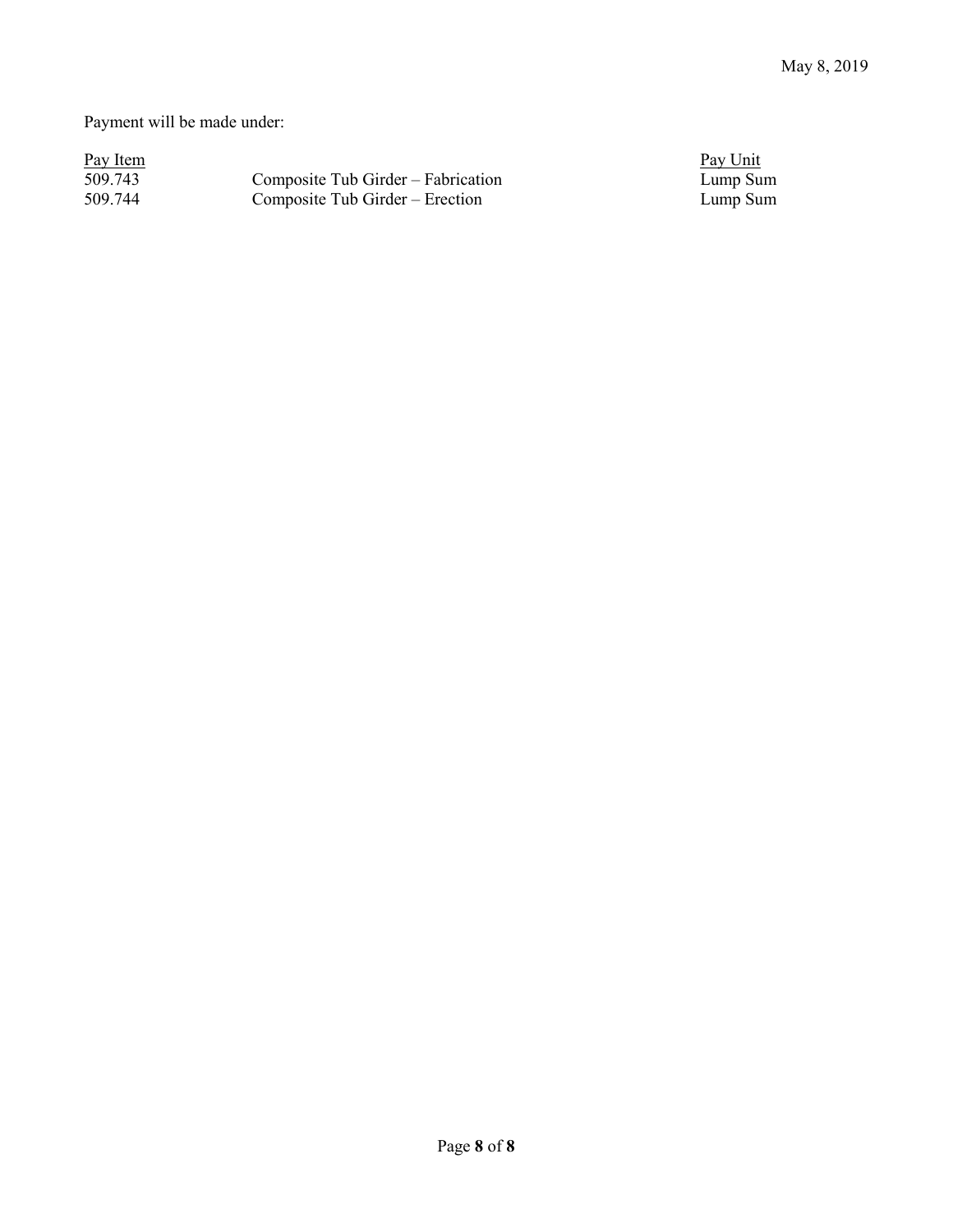Payment will be made under:

| Pay Item | | Pay Unit |
|---|---|---|
| 509.743 | Composite Tub Girder – Fabrication | Lump Sum |
| 509.744 | Composite Tub Girder – Erection | Lump Sum |